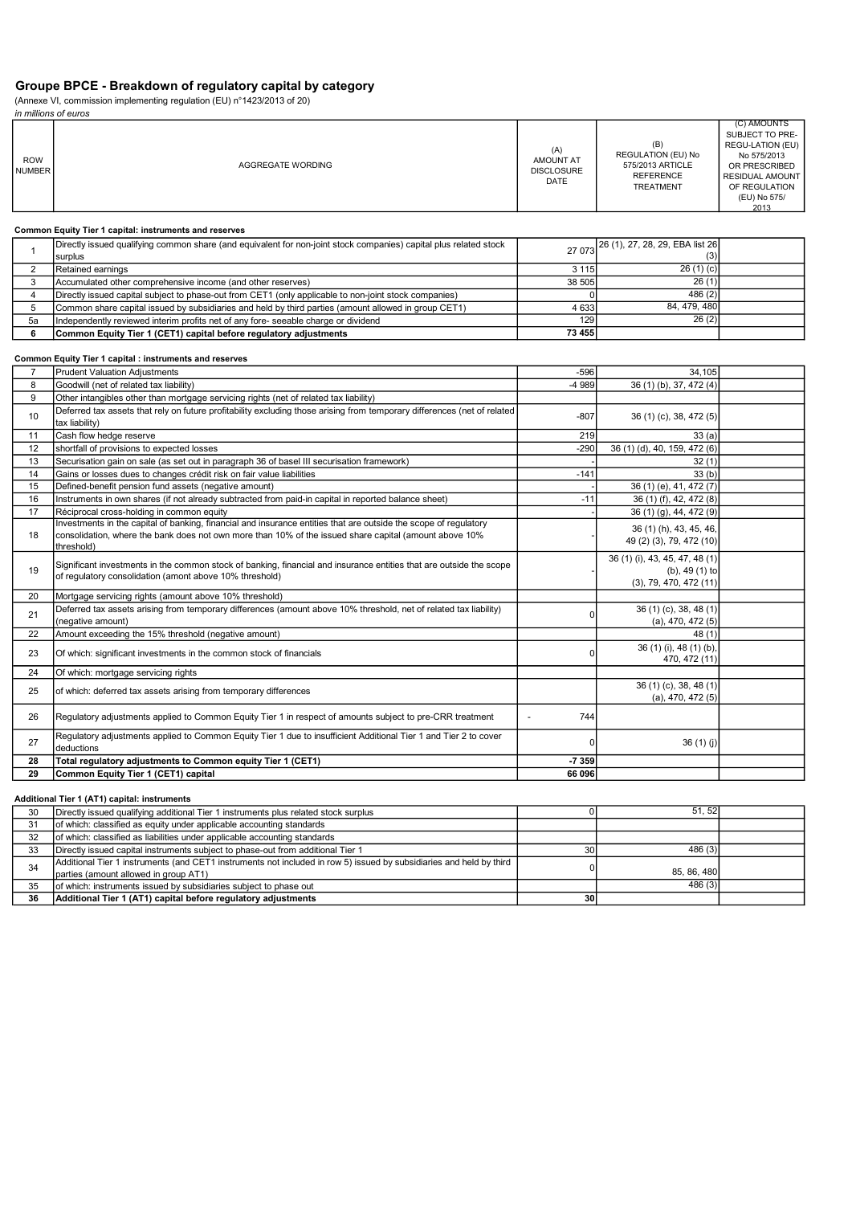## Groupe BPCE - Breakdown of regulatory capital by category

(Annexe VI, commission implementing regulation (EU) n°1423/2013 of 20)

*in millions of euros*

| ROW NUMBER | AGGREGATE WORDING | (A) AMOUNT AT DISCLOSURE DATE | (B) REGULATION (EU) No 575/2013 ARTICLE REFERENCE TREATMENT | (C) AMOUNTS SUBJECT TO PRE-REGU-LATION (EU) No 575/2013 OR PRESCRIBED RESIDUAL AMOUNT OF REGULATION (EU) No 575/ 2013 |
|---|---|---|---|---|
| | **Common Equity Tier 1 capital: instruments and reserves** | | | |
| 1 | Directly issued qualifying common share (and equivalent for non-joint stock companies) capital plus related stock surplus | 27 073 | 26 (1), 27, 28, 29, EBA list 26 (3) | |
| 2 | Retained earnings | 3 115 | 26 (1) (c) | |
| 3 | Accumulated other comprehensive income (and other reserves) | 38 505 | 26 (1) | |
| 4 | Directly issued capital subject to phase-out from CET1 (only applicable to non-joint stock companies) | 0 | 486 (2) | |
| 5 | Common share capital issued by subsidiaries and held by third parties (amount allowed in group CET1) | 4 633 | 84, 479, 480 | |
| 5a | Independently reviewed interim profits net of any fore- seeable charge or dividend | 129 | 26 (2) | |
| **6** | **Common Equity Tier 1 (CET1) capital before regulatory adjustments** | **73 455** | | |
| | **Common Equity Tier 1 capital : instruments and reserves** | | | |
| 7 | Prudent Valuation Adjustments | -596 | 34,105 | |
| 8 | Goodwill (net of related tax liability) | -4 989 | 36 (1) (b), 37, 472 (4) | |
| 9 | Other intangibles other than mortgage servicing rights (net of related tax liability) | | | |
| 10 | Deferred tax assets that rely on future profitability excluding those arising from temporary differences (net of related tax liability) | -807 | 36 (1) (c), 38, 472 (5) | |
| 11 | Cash flow hedge reserve | 219 | 33 (a) | |
| 12 | shortfall of provisions to expected losses | -290 | 36 (1) (d), 40, 159, 472 (6) | |
| 13 | Securisation gain on sale (as set out in paragraph 36 of basel III securisation framework) | - | 32 (1) | |
| 14 | Gains or losses dues to changes crédit risk on fair value liabilities | -141 | 33 (b) | |
| 15 | Defined-benefit pension fund assets (negative amount) | - | 36 (1) (e), 41, 472 (7) | |
| 16 | Instruments in own shares (if not already subtracted from paid-in capital in reported balance sheet) | -11 | 36 (1) (f), 42, 472 (8) | |
| 17 | Réciprocal cross-holding in common equity | - | 36 (1) (g), 44, 472 (9) | |
| 18 | Investments in the capital of banking, financial and insurance entities that are outside the scope of regulatory consolidation, where the bank does not own more than 10% of the issued share capital (amount above 10% threshold) | - | 36 (1) (h), 43, 45, 46, 49 (2) (3), 79, 472 (10) | |
| 19 | Significant investments in the common stock of banking, financial and insurance entities that are outside the scope of regulatory consolidation (amont above 10% threshold) | - | 36 (1) (i), 43, 45, 47, 48 (1) (b), 49 (1) to (3), 79, 470, 472 (11) | |
| 20 | Mortgage servicing rights (amount above 10% threshold) | | | |
| 21 | Deferred tax assets arising from temporary differences (amount above 10% threshold, net of related tax liability) (negative amount) | 0 | 36 (1) (c), 38, 48 (1) (a), 470, 472 (5) | |
| 22 | Amount exceeding the 15% threshold (negative amount) | | 48 (1) | |
| 23 | Of which: significant investments in the common stock of financials | 0 | 36 (1) (i), 48 (1) (b), 470, 472 (11) | |
| 24 | Of which: mortgage servicing rights | | | |
| 25 | of which: deferred tax assets arising from temporary differences | | 36 (1) (c), 38, 48 (1) (a), 470, 472 (5) | |
| 26 | Regulatory adjustments applied to Common Equity Tier 1 in respect of amounts subject to pre-CRR treatment | - 744 | | |
| 27 | Regulatory adjustments applied to Common Equity Tier 1 due to insufficient Additional Tier 1 and Tier 2 to cover deductions | 0 | 36 (1) (j) | |
| **28** | **Total regulatory adjustments to Common equity Tier 1 (CET1)** | **-7 359** | | |
| **29** | **Common Equity Tier 1 (CET1) capital** | **66 096** | | |
| | **Additional Tier 1 (AT1) capital: instruments** | | | |
| 30 | Directly issued qualifying additional Tier 1 instruments plus related stock surplus | 0 | 51, 52 | |
| 31 | of which: classified as equity under applicable accounting standards | | | |
| 32 | of which: classified as liabilities under applicable accounting standards | | | |
| 33 | Directly issued capital instruments subject to phase-out from additional Tier 1 | 30 | 486 (3) | |
| 34 | Additional Tier 1 instruments (and CET1 instruments not included in row 5) issued by subsidiaries and held by third parties (amount allowed in group AT1) | 0 | 85, 86, 480 | |
| 35 | of which: instruments issued by subsidiaries subject to phase out | | 486 (3) | |
| **36** | **Additional Tier 1 (AT1) capital before regulatory adjustments** | **30** | | |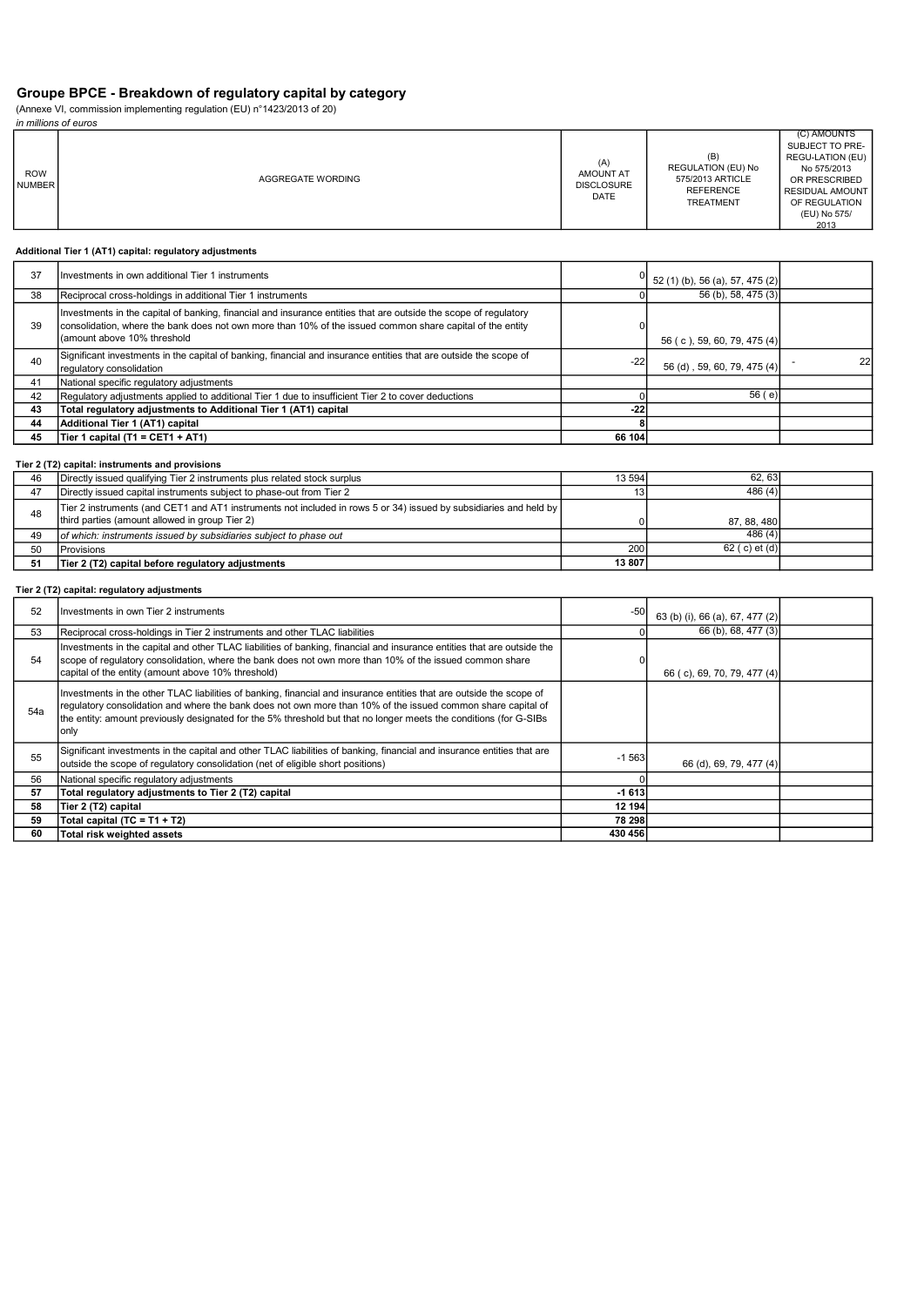## Groupe BPCE - Breakdown of regulatory capital by category

(Annexe VI, commission implementing regulation (EU) n°1423/2013 of 20)

*in millions of euros*

| ROW NUMBER | AGGREGATE WORDING | (A) AMOUNT AT DISCLOSURE DATE | (B) REGULATION (EU) No 575/2013 ARTICLE REFERENCE TREATMENT | (C) AMOUNTS SUBJECT TO PRE-REGU-LATION (EU) No 575/2013 OR PRESCRIBED RESIDUAL AMOUNT OF REGULATION (EU) No 575/ 2013 |
|---|---|---|---|---|
| **Additional Tier 1 (AT1) capital: regulatory adjustments** | | | | |
| 37 | Investments in own additional Tier 1 instruments | 0 | 52 (1) (b), 56 (a), 57, 475 (2) | |
| 38 | Reciprocal cross-holdings in additional Tier 1 instruments | 0 | 56 (b), 58, 475 (3) | |
| 39 | Investments in the capital of banking, financial and insurance entities that are outside the scope of regulatory consolidation, where the bank does not own more than 10% of the issued common share capital of the entity (amount above 10% threshold | 0 | 56 ( c ), 59, 60, 79, 475 (4) | |
| 40 | Significant investments in the capital of banking, financial and insurance entities that are outside the scope of regulatory consolidation | -22 | 56 (d) , 59, 60, 79, 475 (4) | - 22 |
| 41 | National specific regulatory adjustments | | | |
| 42 | Regulatory adjustments applied to additional Tier 1 due to insufficient Tier 2 to cover deductions | 0 | 56 ( e) | |
| **43** | **Total regulatory adjustments to Additional Tier 1 (AT1) capital** | **-22** | | |
| **44** | **Additional Tier 1 (AT1) capital** | **8** | | |
| **45** | **Tier 1 capital (T1 = CET1 + AT1)** | **66 104** | | |
| **Tier 2 (T2) capital: instruments and provisions** | | | | |
| 46 | Directly issued qualifying Tier 2 instruments plus related stock surplus | 13 594 | 62, 63 | |
| 47 | Directly issued capital instruments subject to phase-out from Tier 2 | 13 | 486 (4) | |
| 48 | Tier 2 instruments (and CET1 and AT1 instruments not included in rows 5 or 34) issued by subsidiaries and held by third parties (amount allowed in group Tier 2) | 0 | 87, 88, 480 | |
| 49 | *of which: instruments issued by subsidiaries subject to phase out* | | 486 (4) | |
| 50 | Provisions | 200 | 62 ( c) et (d) | |
| **51** | **Tier 2 (T2) capital before regulatory adjustments** | **13 807** | | |
| **Tier 2 (T2) capital: regulatory adjustments** | | | | |
| 52 | Investments in own Tier 2 instruments | -50 | 63 (b) (i), 66 (a), 67, 477 (2) | |
| 53 | Reciprocal cross-holdings in Tier 2 instruments and other TLAC liabilities | 0 | 66 (b), 68, 477 (3) | |
| 54 | Investments in the capital and other TLAC liabilities of banking, financial and insurance entities that are outside the scope of regulatory consolidation, where the bank does not own more than 10% of the issued common share capital of the entity (amount above 10% threshold) | 0 | 66 ( c), 69, 70, 79, 477 (4) | |
| 54a | Investments in the other TLAC liabilities of banking, financial and insurance entities that are outside the scope of regulatory consolidation and where the bank does not own more than 10% of the issued common share capital of the entity: amount previously designated for the 5% threshold but that no longer meets the conditions (for G-SIBs only | | | |
| 55 | Significant investments in the capital and other TLAC liabilities of banking, financial and insurance entities that are outside the scope of regulatory consolidation (net of eligible short positions) | -1 563 | 66 (d), 69, 79, 477 (4) | |
| 56 | National specific regulatory adjustments | 0 | | |
| **57** | **Total regulatory adjustments to Tier 2 (T2) capital** | **-1 613** | | |
| **58** | **Tier 2 (T2) capital** | **12 194** | | |
| **59** | **Total capital (TC = T1 + T2)** | **78 298** | | |
| **60** | **Total risk weighted assets** | **430 456** | | |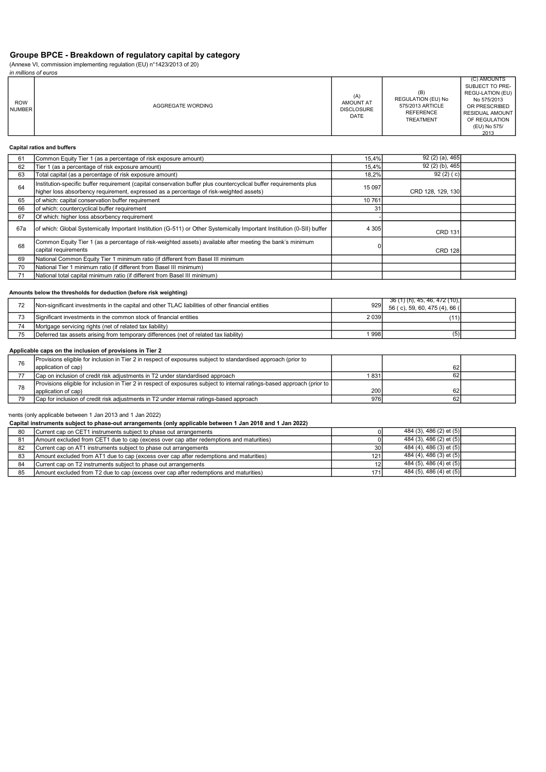## Groupe BPCE - Breakdown of regulatory capital by category

(Annexe VI, commission implementing regulation (EU) n°1423/2013 of 20)

*in millions of euros*

| ROW NUMBER | AGGREGATE WORDING | (A) AMOUNT AT DISCLOSURE DATE | (B) REGULATION (EU) No 575/2013 ARTICLE REFERENCE TREATMENT | (C) AMOUNTS SUBJECT TO PRE-REGU-LATION (EU) No 575/2013 OR PRESCRIBED RESIDUAL AMOUNT OF REGULATION (EU) No 575/ 2013 |
|---|---|---|---|---|
| | **Capital ratios and buffers** | | | |
| 61 | Common Equity Tier 1 (as a percentage of risk exposure amount) | 15,4% | 92 (2) (a), 465 | |
| 62 | Tier 1 (as a percentage of risk exposure amount) | 15,4% | 92 (2) (b), 465 | |
| 63 | Total capital (as a percentage of risk exposure amount) | 18,2% | 92 (2) ( c) | |
| 64 | Institution-specific buffer requirement (capital conservation buffer plus countercyclical buffer requirements plus higher loss absorbency requirement, expressed as a percentage of risk-weighted assets) | 15 097 | CRD 128, 129, 130 | |
| 65 | of which: capital conservation buffer requirement | 10 761 | | |
| 66 | of which: countercyclical buffer requirement | 31 | | |
| 67 | Of which: higher loss absorbency requirement | - | | |
| 67a | of which: Global Systemically Important Institution (G-511) or Other Systemically Important Institution (0-SII) buffer | 4 305 | CRD 131 | |
| 68 | Common Equity Tier 1 (as a percentage of risk-weighted assets) available after meeting the bank's minimum capital requirements | 0 | CRD 128 | |
| 69 | National Common Equity Tier 1 minimum ratio (if different from Basel III minimum | | | |
| 70 | National Tier 1 minimum ratio (if different from Basel III minimum) | | | |
| 71 | National total capital minimum ratio (if different from Basel III minimum) | | | |
| | **Amounts below the thresholds for deduction (before risk weighting)** | | | |
| 72 | Non-significant investments in the capital and other TLAC liabilities of other financial entities | 929 | 36 (1) (h), 45, 46, 472 (10), 56 ( c), 59, 60, 475 (4), 66 ( | |
| 73 | Significant investments in the common stock of financial entities | 2 039 | (11) | |
| 74 | Mortgage servicing rights (net of related tax liability) | | | |
| 75 | Deferred tax assets arising from temporary differences (net of related tax liability) | 1 998 | (5) | |
| | **Applicable caps on the inclusion of provisions in Tier 2** | | | |
| 76 | Provisions eligible for inclusion in Tier 2 in respect of exposures subject to standardised approach (prior to application of cap) | | 62 | |
| 77 | Cap on inclusion of credit risk adjustments in T2 under standardised approach | 1 831 | 62 | |
| 78 | Provisions eligible for inclusion in Tier 2 in respect of exposures subject to internal ratings-based approach (prior to application of cap) | 200 | 62 | |
| 79 | Cap for inclusion of credit risk adjustments in T2 under internai ratings-based approach | 976 | 62 | |
| | ments (only applicable between 1 Jan 2013 and 1 Jan 2022) **Capital instruments subject to phase-out arrangements (only applicable between 1 Jan 2018 and 1 Jan 2022)** | | | |
| 80 | Current cap on CET1 instruments subject to phase out arrangements | 0 | 484 (3), 486 (2) et (5) | |
| 81 | Amount excluded from CET1 due to cap (excess over cap atter redemptions and maturities) | 0 | 484 (3), 486 (2) et (5) | |
| 82 | Current cap on AT1 instruments subject to phase out arrangements | 30 | 484 (4), 486 (3) et (5) | |
| 83 | Amount excluded from AT1 due to cap (excess over cap after redemptions and maturities) | 121 | 484 (4), 486 (3) et (5) | |
| 84 | Current cap on T2 instruments subject to phase out arrangements | 12 | 484 (5), 486 (4) et (5) | |
| 85 | Amount excluded from T2 due to cap (excess over cap after redemptions and maturities) | 171 | 484 (5), 486 (4) et (5) | |